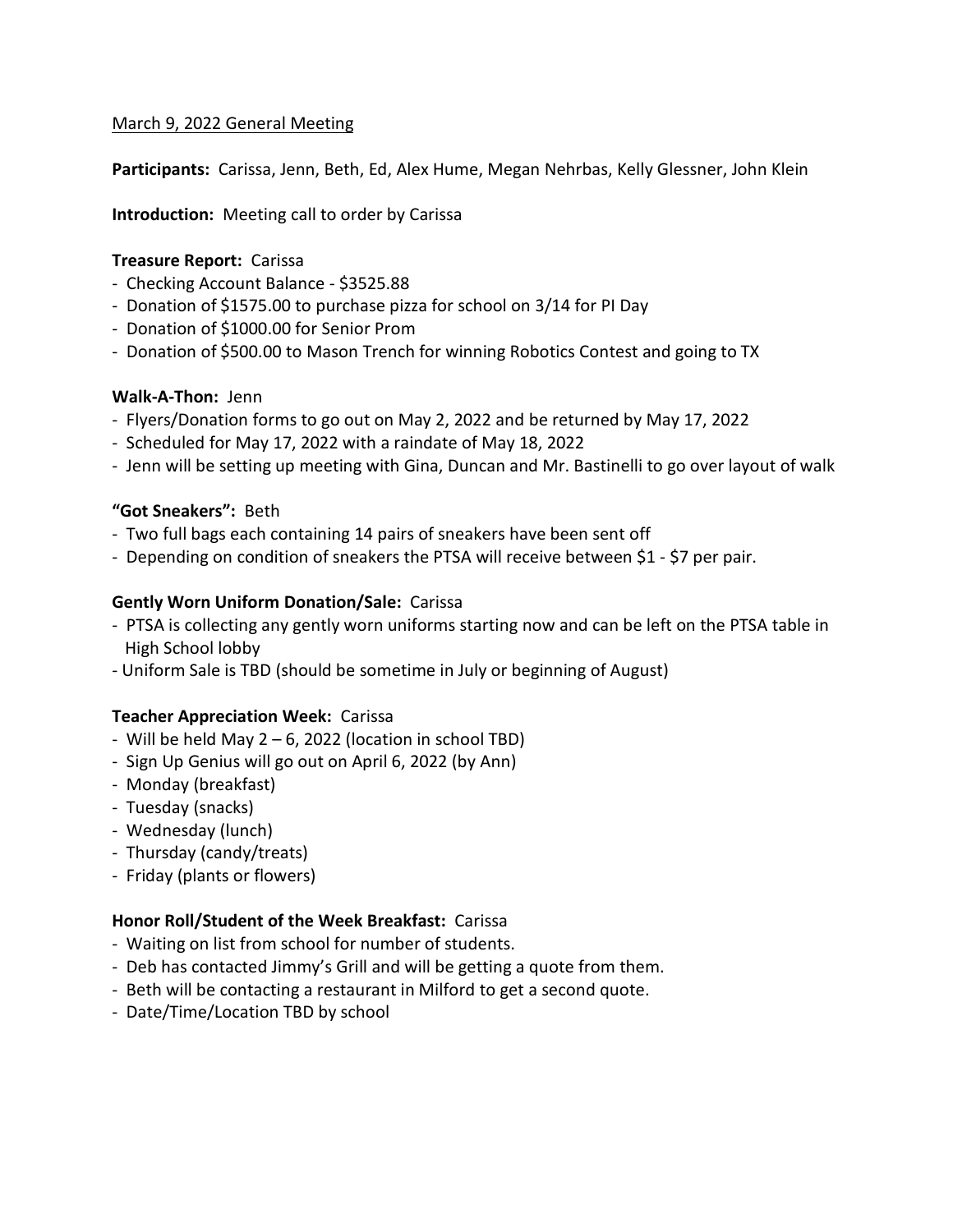<u>March 9, 2022 General Meeting</u>

**Participants:** Carissa, Jenn, Beth, Ed, Alex Hume, Megan Nehrbas, Kelly Glessner, John Klein

**Introduction:** Meeting call to order by Carissa

**Treasure Report:** Carissa

- Checking Account Balance - $3525.88
- Donation of $1575.00 to purchase pizza for school on 3/14 for PI Day
- Donation of $1000.00 for Senior Prom
- Donation of $500.00 to Mason Trench for winning Robotics Contest and going to TX

**Walk-A-Thon:** Jenn

- Flyers/Donation forms to go out on May 2, 2022 and be returned by May 17, 2022
- Scheduled for May 17, 2022 with a raindate of May 18, 2022
- Jenn will be setting up meeting with Gina, Duncan and Mr. Bastinelli to go over layout of walk

**"Got Sneakers":** Beth

- Two full bags each containing 14 pairs of sneakers have been sent off
- Depending on condition of sneakers the PTSA will receive between $1 - $7 per pair.

**Gently Worn Uniform Donation/Sale:** Carissa

- PTSA is collecting any gently worn uniforms starting now and can be left on the PTSA table in High School lobby
- Uniform Sale is TBD (should be sometime in July or beginning of August)

**Teacher Appreciation Week:** Carissa

- Will be held May 2 – 6, 2022 (location in school TBD)
- Sign Up Genius will go out on April 6, 2022 (by Ann)
- Monday (breakfast)
- Tuesday (snacks)
- Wednesday (lunch)
- Thursday (candy/treats)
- Friday (plants or flowers)

**Honor Roll/Student of the Week Breakfast:** Carissa

- Waiting on list from school for number of students.
- Deb has contacted Jimmy's Grill and will be getting a quote from them.
- Beth will be contacting a restaurant in Milford to get a second quote.
- Date/Time/Location TBD by school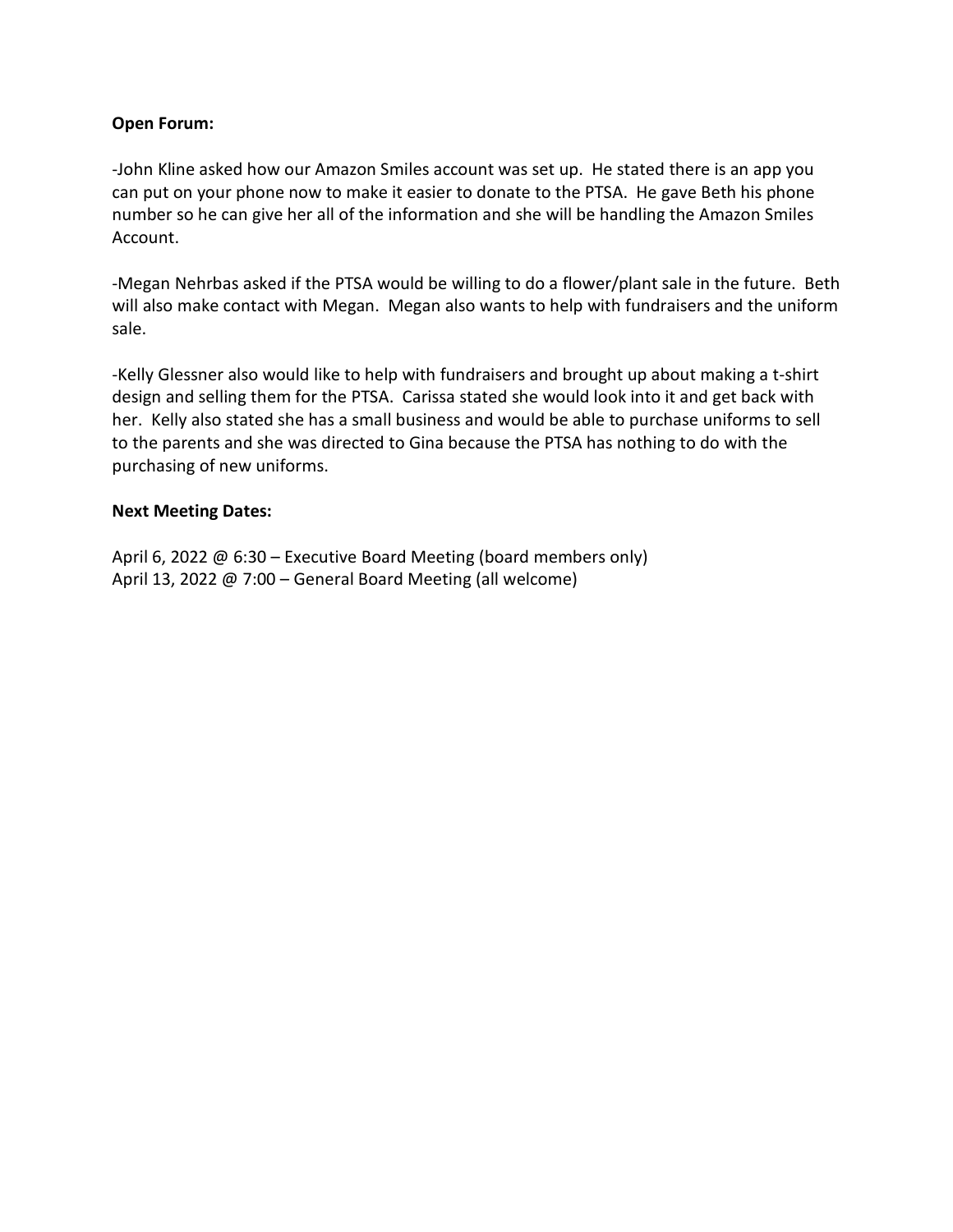**Open Forum:**

-John Kline asked how our Amazon Smiles account was set up. He stated there is an app you can put on your phone now to make it easier to donate to the PTSA. He gave Beth his phone number so he can give her all of the information and she will be handling the Amazon Smiles Account.

-Megan Nehrbas asked if the PTSA would be willing to do a flower/plant sale in the future. Beth will also make contact with Megan. Megan also wants to help with fundraisers and the uniform sale.

-Kelly Glessner also would like to help with fundraisers and brought up about making a t-shirt design and selling them for the PTSA. Carissa stated she would look into it and get back with her. Kelly also stated she has a small business and would be able to purchase uniforms to sell to the parents and she was directed to Gina because the PTSA has nothing to do with the purchasing of new uniforms.

**Next Meeting Dates:**

April 6, 2022 @ 6:30 – Executive Board Meeting (board members only)
April 13, 2022 @ 7:00 – General Board Meeting (all welcome)